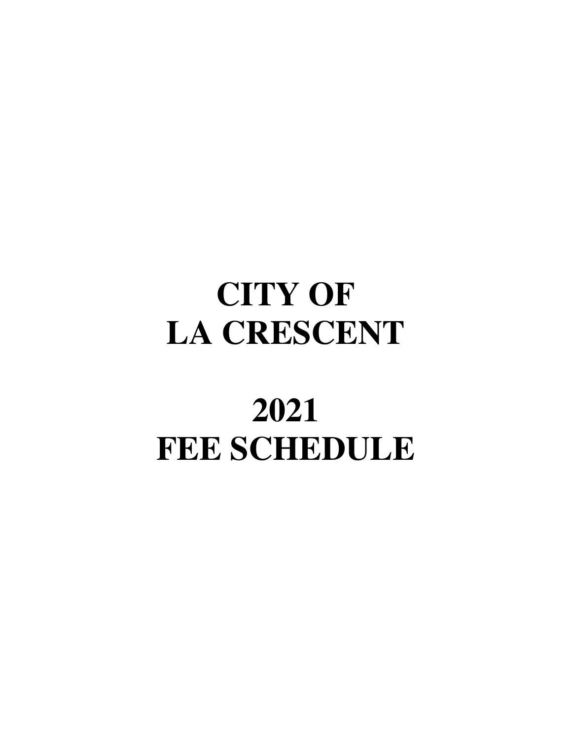# CITY OF LA CRESCENT

# 2021 FEE SCHEDULE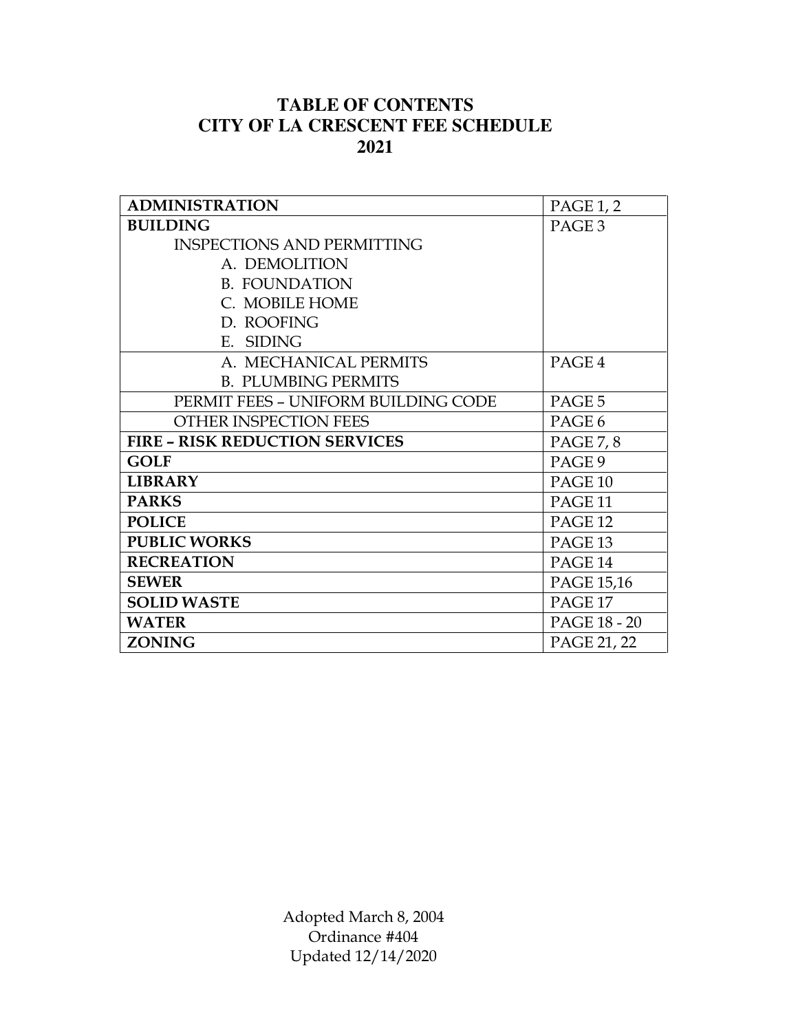# TABLE OF CONTENTS
# CITY OF LA CRESCENT FEE SCHEDULE
# 2021

| | |
|---|---|
| **ADMINISTRATION** | PAGE 1, 2 |
| **BUILDING**<br>INSPECTIONS AND PERMITTING<br>A. DEMOLITION<br>B. FOUNDATION<br>C. MOBILE HOME<br>D. ROOFING<br>E. SIDING | PAGE 3 |
| A. MECHANICAL PERMITS<br>B. PLUMBING PERMITS | PAGE 4 |
| PERMIT FEES – UNIFORM BUILDING CODE | PAGE 5 |
| OTHER INSPECTION FEES | PAGE 6 |
| **FIRE – RISK REDUCTION SERVICES** | PAGE 7, 8 |
| **GOLF** | PAGE 9 |
| **LIBRARY** | PAGE 10 |
| **PARKS** | PAGE 11 |
| **POLICE** | PAGE 12 |
| **PUBLIC WORKS** | PAGE 13 |
| **RECREATION** | PAGE 14 |
| **SEWER** | PAGE 15,16 |
| **SOLID WASTE** | PAGE 17 |
| **WATER** | PAGE 18 - 20 |
| **ZONING** | PAGE 21, 22 |

Adopted March 8, 2004
Ordinance #404
Updated 12/14/2020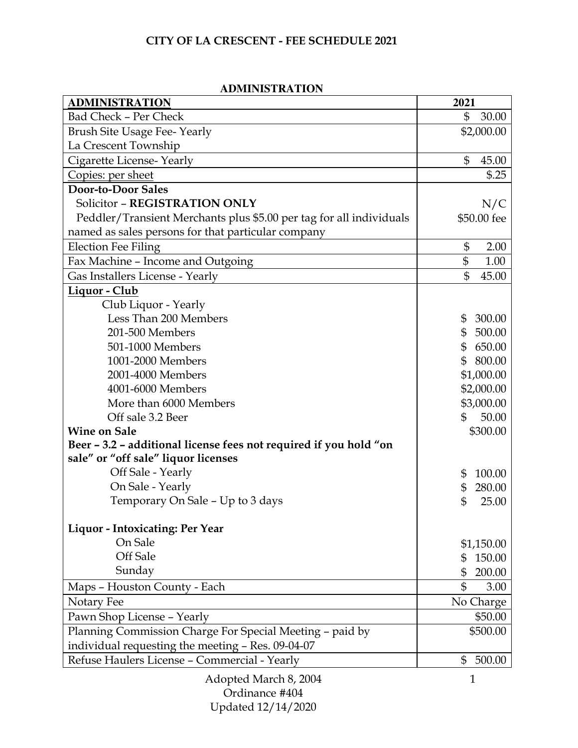# CITY OF LA CRESCENT - FEE SCHEDULE 2021

## ADMINISTRATION

| ADMINISTRATION | 2021 |
|---|---|
| Bad Check – Per Check | $ 30.00 |
| Brush Site Usage Fee- Yearly<br>La Crescent Township | $2,000.00 |
| Cigarette License- Yearly | $ 45.00 |
| Copies: per sheet | $.25 |
| **Door-to-Door Sales**<br>Solicitor – **REGISTRATION ONLY**<br>Peddler/Transient Merchants plus $5.00 per tag for all individuals named as sales persons for that particular company | <br>N/C<br>$50.00 fee |
| Election Fee Filing | $ 2.00 |
| Fax Machine – Income and Outgoing | $ 1.00 |
| Gas Installers License - Yearly | $ 45.00 |
| **Liquor - Club**<br>Club Liquor - Yearly<br>Less Than 200 Members<br>201-500 Members<br>501-1000 Members<br>1001-2000 Members<br>2001-4000 Members<br>4001-6000 Members<br>More than 6000 Members<br>Off sale 3.2 Beer<br>**Wine on Sale**<br>**Beer – 3.2 – additional license fees not required if you hold "on sale" or "off sale" liquor licenses**<br>Off Sale - Yearly<br>On Sale - Yearly<br>Temporary On Sale – Up to 3 days<br><br>**Liquor - Intoxicating: Per Year**<br>On Sale<br>Off Sale<br>Sunday | <br><br>$ 300.00<br>$ 500.00<br>$ 650.00<br>$ 800.00<br>$1,000.00<br>$2,000.00<br>$3,000.00<br>$ 50.00<br>$300.00<br><br><br>$ 100.00<br>$ 280.00<br>$ 25.00<br><br><br>$1,150.00<br>$ 150.00<br>$ 200.00 |
| Maps – Houston County - Each | $ 3.00 |
| Notary Fee | No Charge |
| Pawn Shop License – Yearly | $50.00 |
| Planning Commission Charge For Special Meeting – paid by individual requesting the meeting – Res. 09-04-07 | $500.00 |
| Refuse Haulers License – Commercial - Yearly | $ 500.00 |

Adopted March 8, 2004
Ordinance #404
Updated 12/14/2020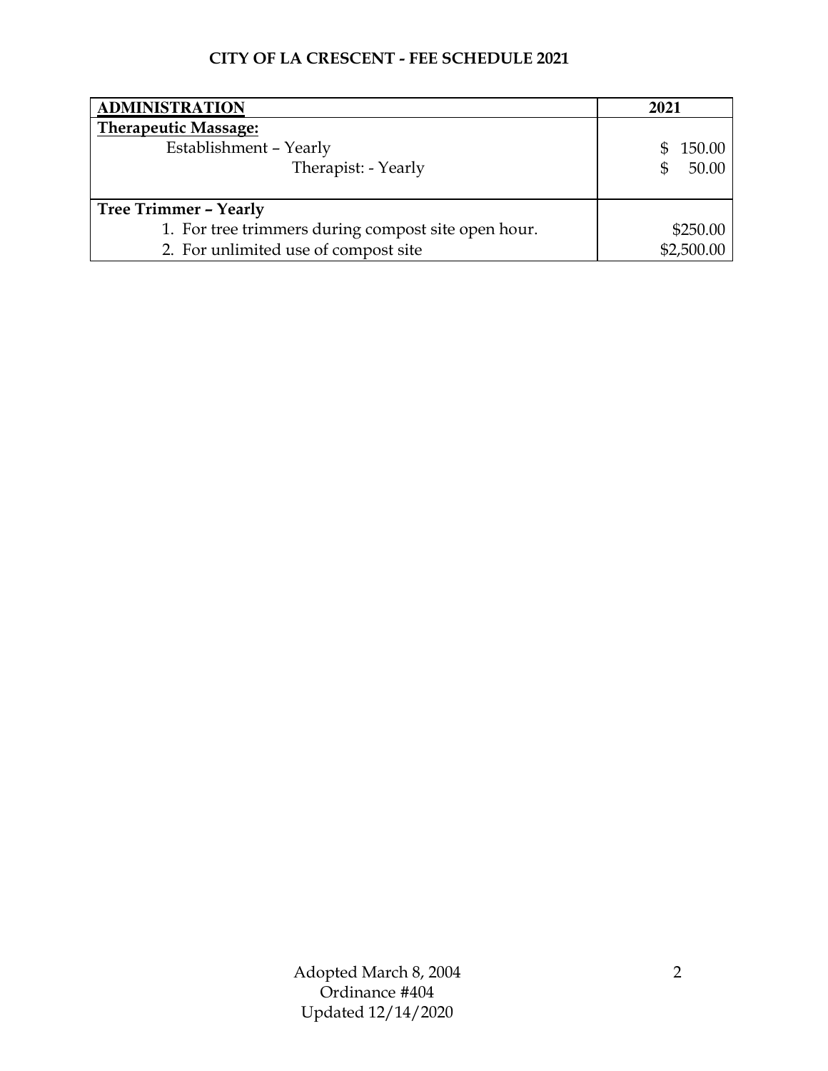**CITY OF LA CRESCENT - FEE SCHEDULE 2021**

| ADMINISTRATION | 2021 |
|---|---|
| **Therapeutic Massage:** | |
| Establishment – Yearly | $ 150.00 |
| Therapist: - Yearly | $ 50.00 |
| **Tree Trimmer – Yearly** | |
| 1. For tree trimmers during compost site open hour. | $250.00 |
| 2. For unlimited use of compost site | $2,500.00 |

Adopted March 8, 2004
Ordinance #404
Updated 12/14/2020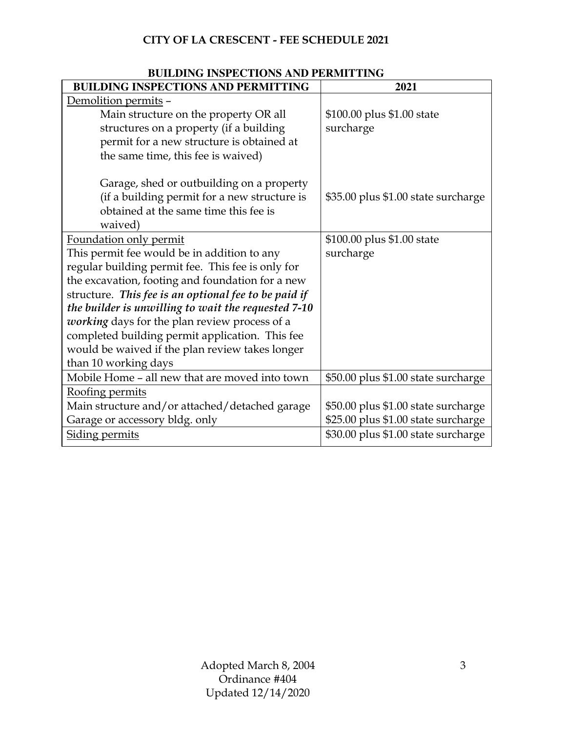# CITY OF LA CRESCENT - FEE SCHEDULE 2021

## BUILDING INSPECTIONS AND PERMITTING

| BUILDING INSPECTIONS AND PERMITTING | 2021 |
|---|---|
| Demolition permits – | |
| Main structure on the property OR all structures on a property (if a building permit for a new structure is obtained at the same time, this fee is waived) | $100.00 plus $1.00 state surcharge |
| Garage, shed or outbuilding on a property (if a building permit for a new structure is obtained at the same time this fee is waived) | $35.00 plus $1.00 state surcharge |
| Foundation only permit<br>This permit fee would be in addition to any regular building permit fee. This fee is only for the excavation, footing and foundation for a new structure. ***This fee is an optional fee to be paid if the builder is unwilling to wait the requested 7-10 working*** days for the plan review process of a completed building permit application. This fee would be waived if the plan review takes longer than 10 working days | $100.00 plus $1.00 state surcharge |
| Mobile Home – all new that are moved into town | $50.00 plus $1.00 state surcharge |
| Roofing permits | |
| Main structure and/or attached/detached garage | $50.00 plus $1.00 state surcharge |
| Garage or accessory bldg. only | $25.00 plus $1.00 state surcharge |
| Siding permits | $30.00 plus $1.00 state surcharge |

Adopted March 8, 2004
Ordinance #404
Updated 12/14/2020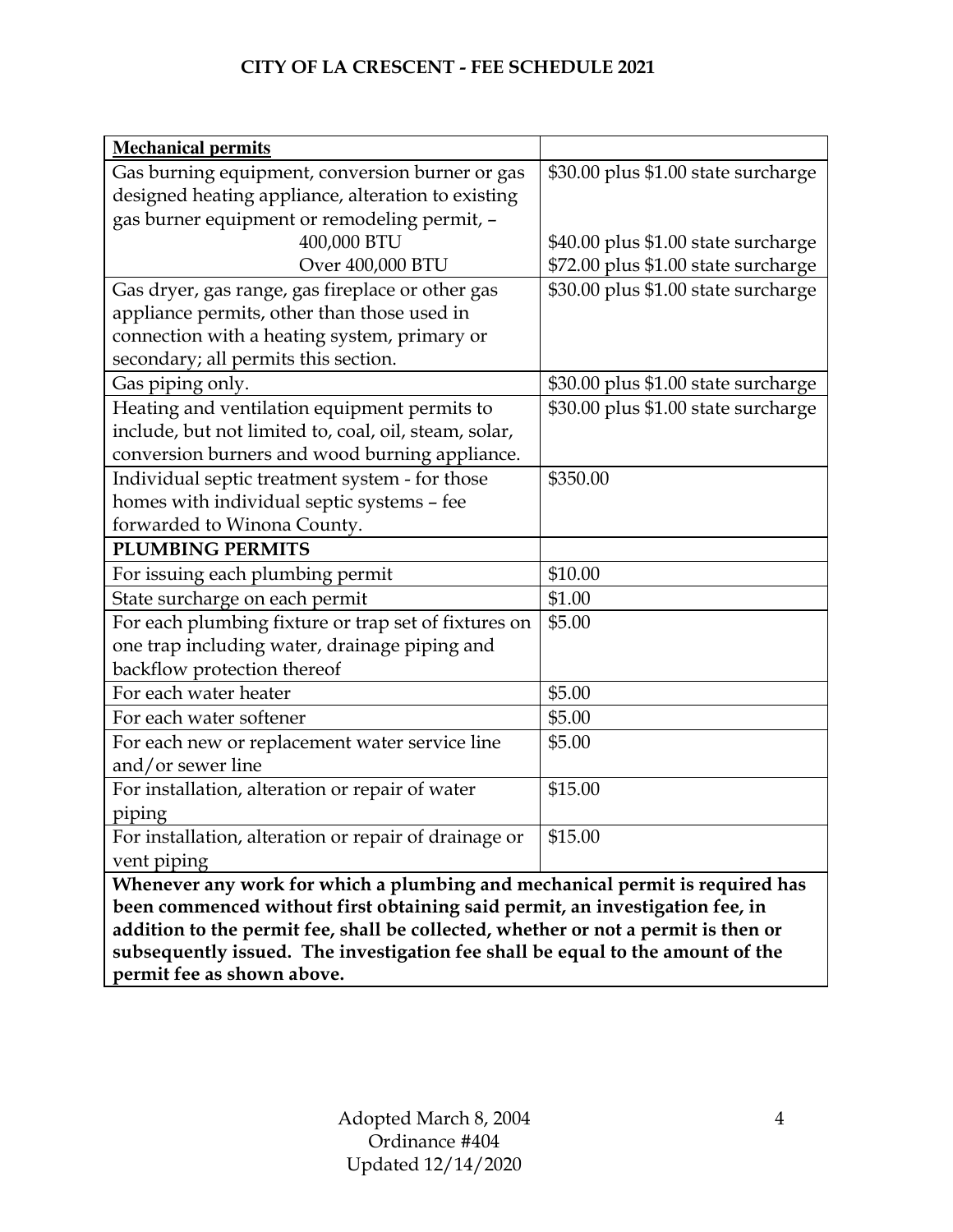# CITY OF LA CRESCENT - FEE SCHEDULE 2021

| **Mechanical permits** | |
|---|---|
| Gas burning equipment, conversion burner or gas designed heating appliance, alteration to existing gas burner equipment or remodeling permit, – | $30.00 plus $1.00 state surcharge |
| 400,000 BTU | $40.00 plus $1.00 state surcharge |
| Over 400,000 BTU | $72.00 plus $1.00 state surcharge |
| Gas dryer, gas range, gas fireplace or other gas appliance permits, other than those used in connection with a heating system, primary or secondary; all permits this section. | $30.00 plus $1.00 state surcharge |
| Gas piping only. | $30.00 plus $1.00 state surcharge |
| Heating and ventilation equipment permits to include, but not limited to, coal, oil, steam, solar, conversion burners and wood burning appliance. | $30.00 plus $1.00 state surcharge |
| Individual septic treatment system - for those homes with individual septic systems – fee forwarded to Winona County. | $350.00 |
| **PLUMBING PERMITS** | |
| For issuing each plumbing permit | $10.00 |
| State surcharge on each permit | $1.00 |
| For each plumbing fixture or trap set of fixtures on one trap including water, drainage piping and backflow protection thereof | $5.00 |
| For each water heater | $5.00 |
| For each water softener | $5.00 |
| For each new or replacement water service line and/or sewer line | $5.00 |
| For installation, alteration or repair of water piping | $15.00 |
| For installation, alteration or repair of drainage or vent piping | $15.00 |

**Whenever any work for which a plumbing and mechanical permit is required has been commenced without first obtaining said permit, an investigation fee, in addition to the permit fee, shall be collected, whether or not a permit is then or subsequently issued. The investigation fee shall be equal to the amount of the permit fee as shown above.**

Adopted March 8, 2004
Ordinance #404
Updated 12/14/2020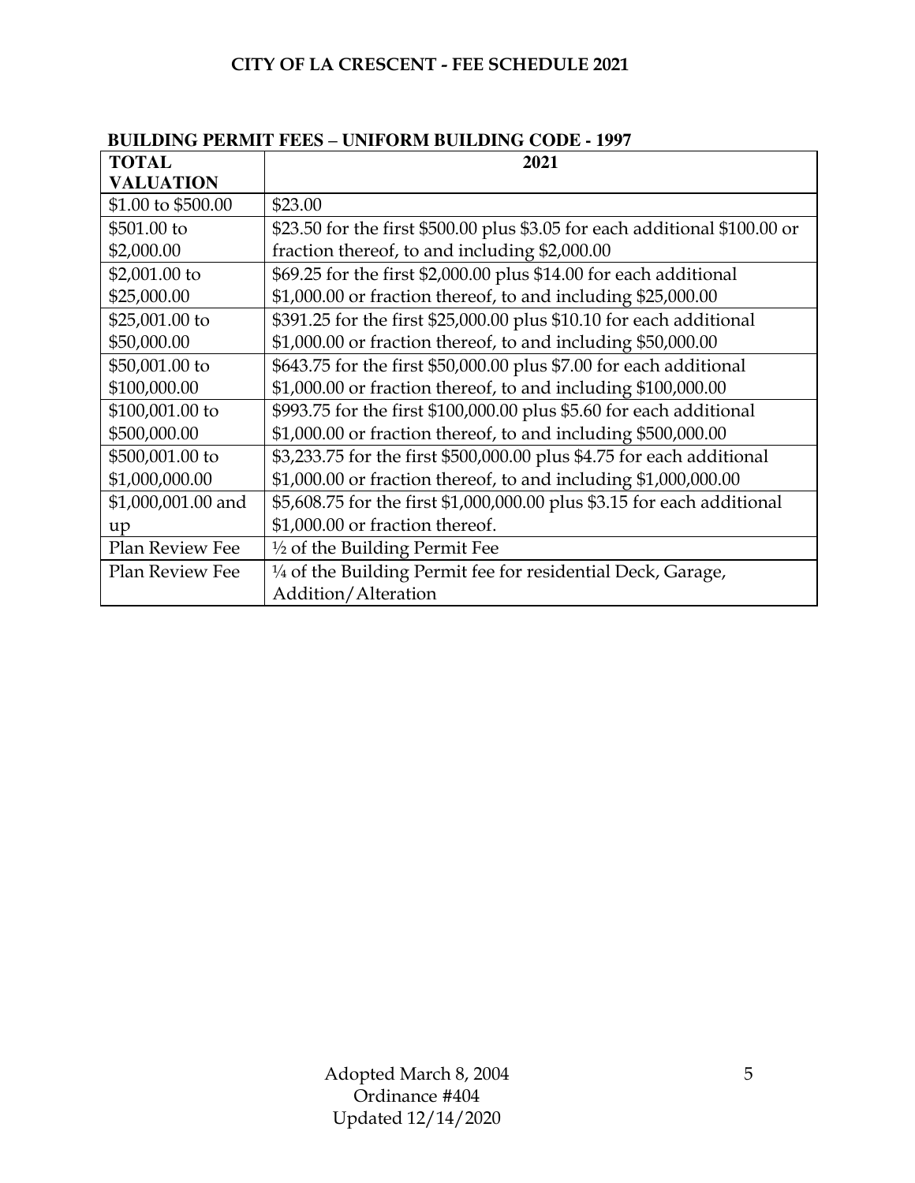# CITY OF LA CRESCENT - FEE SCHEDULE 2021

## BUILDING PERMIT FEES – UNIFORM BUILDING CODE - 1997

| TOTAL VALUATION | 2021 |
|---|---|
| \$1.00 to \$500.00 | \$23.00 |
| \$501.00 to \$2,000.00 | \$23.50 for the first \$500.00 plus \$3.05 for each additional \$100.00 or fraction thereof, to and including \$2,000.00 |
| \$2,001.00 to \$25,000.00 | \$69.25 for the first \$2,000.00 plus \$14.00 for each additional \$1,000.00 or fraction thereof, to and including \$25,000.00 |
| \$25,001.00 to \$50,000.00 | \$391.25 for the first \$25,000.00 plus \$10.10 for each additional \$1,000.00 or fraction thereof, to and including \$50,000.00 |
| \$50,001.00 to \$100,000.00 | \$643.75 for the first \$50,000.00 plus \$7.00 for each additional \$1,000.00 or fraction thereof, to and including \$100,000.00 |
| \$100,001.00 to \$500,000.00 | \$993.75 for the first \$100,000.00 plus \$5.60 for each additional \$1,000.00 or fraction thereof, to and including \$500,000.00 |
| \$500,001.00 to \$1,000,000.00 | \$3,233.75 for the first \$500,000.00 plus \$4.75 for each additional \$1,000.00 or fraction thereof, to and including \$1,000,000.00 |
| \$1,000,001.00 and up | \$5,608.75 for the first \$1,000,000.00 plus \$3.15 for each additional \$1,000.00 or fraction thereof. |
| Plan Review Fee | ½ of the Building Permit Fee |
| Plan Review Fee | ¼ of the Building Permit fee for residential Deck, Garage, Addition/Alteration |

Adopted March 8, 2004
Ordinance #404
Updated 12/14/2020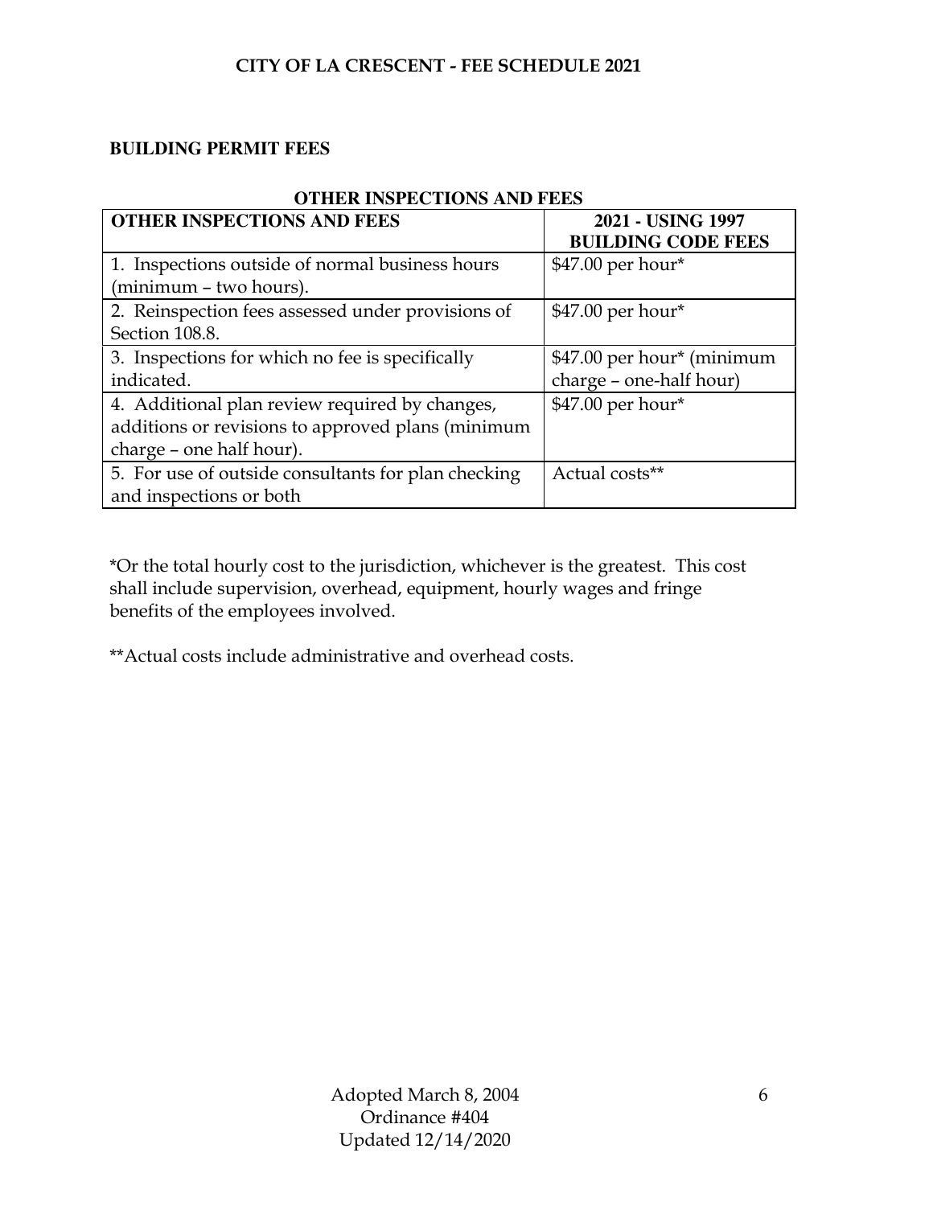# CITY OF LA CRESCENT - FEE SCHEDULE 2021

## BUILDING PERMIT FEES

**OTHER INSPECTIONS AND FEES**

| OTHER INSPECTIONS AND FEES | 2021 - USING 1997 BUILDING CODE FEES |
|---|---|
| 1. Inspections outside of normal business hours (minimum – two hours). | $47.00 per hour* |
| 2. Reinspection fees assessed under provisions of Section 108.8. | $47.00 per hour* |
| 3. Inspections for which no fee is specifically indicated. | $47.00 per hour* (minimum charge – one-half hour) |
| 4. Additional plan review required by changes, additions or revisions to approved plans (minimum charge – one half hour). | $47.00 per hour* |
| 5. For use of outside consultants for plan checking and inspections or both | Actual costs** |

*Or the total hourly cost to the jurisdiction, whichever is the greatest. This cost shall include supervision, overhead, equipment, hourly wages and fringe benefits of the employees involved.

**Actual costs include administrative and overhead costs.

Adopted March 8, 2004
Ordinance #404
Updated 12/14/2020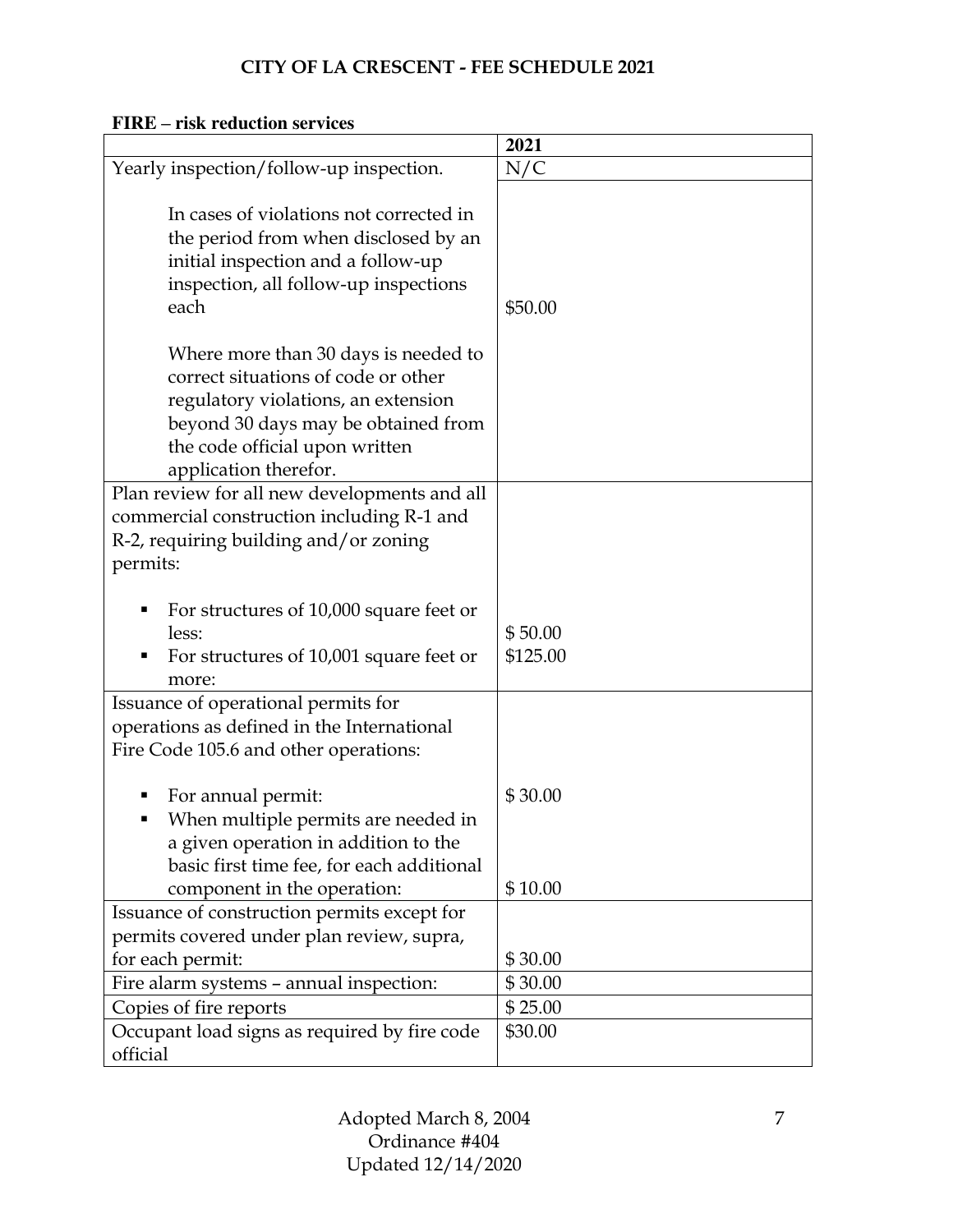# CITY OF LA CRESCENT - FEE SCHEDULE 2021

**FIRE – risk reduction services**

| | **2021** |
|---|---|
| Yearly inspection/follow-up inspection. | N/C |
| In cases of violations not corrected in the period from when disclosed by an initial inspection and a follow-up inspection, all follow-up inspections each<br><br>Where more than 30 days is needed to correct situations of code or other regulatory violations, an extension beyond 30 days may be obtained from the code official upon written application therefor. | \$50.00 |
| Plan review for all new developments and all commercial construction including R-1 and R-2, requiring building and/or zoning permits:<br>▪ For structures of 10,000 square feet or less:<br>▪ For structures of 10,001 square feet or more: | <br><br>\$ 50.00<br>\$125.00 |
| Issuance of operational permits for operations as defined in the International Fire Code 105.6 and other operations:<br>▪ For annual permit:<br>▪ When multiple permits are needed in a given operation in addition to the basic first time fee, for each additional component in the operation: | <br><br>\$ 30.00<br>\$ 10.00 |
| Issuance of construction permits except for permits covered under plan review, supra, for each permit: | \$ 30.00 |
| Fire alarm systems – annual inspection: | \$ 30.00 |
| Copies of fire reports | \$ 25.00 |
| Occupant load signs as required by fire code official | \$30.00 |

Adopted March 8, 2004
Ordinance #404
Updated 12/14/2020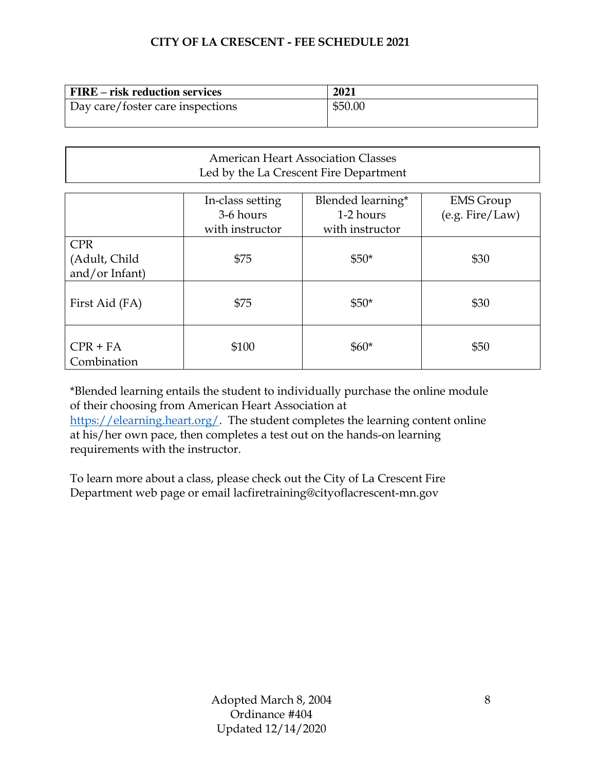# CITY OF LA CRESCENT - FEE SCHEDULE 2021

| FIRE – risk reduction services | 2021 |
| --- | --- |
| Day care/foster care inspections | $50.00 |

American Heart Association Classes
Led by the La Crescent Fire Department

| | In-class setting 3-6 hours with instructor | Blended learning* 1-2 hours with instructor | EMS Group (e.g. Fire/Law) |
| --- | --- | --- | --- |
| CPR (Adult, Child and/or Infant) | $75 | $50* | $30 |
| First Aid (FA) | $75 | $50* | $30 |
| CPR + FA Combination | $100 | $60* | $50 |

*Blended learning entails the student to individually purchase the online module of their choosing from American Heart Association at https://elearning.heart.org/. The student completes the learning content online at his/her own pace, then completes a test out on the hands-on learning requirements with the instructor.

To learn more about a class, please check out the City of La Crescent Fire Department web page or email lacfiretraining@cityoflacrescent-mn.gov

Adopted March 8, 2004
Ordinance #404
Updated 12/14/2020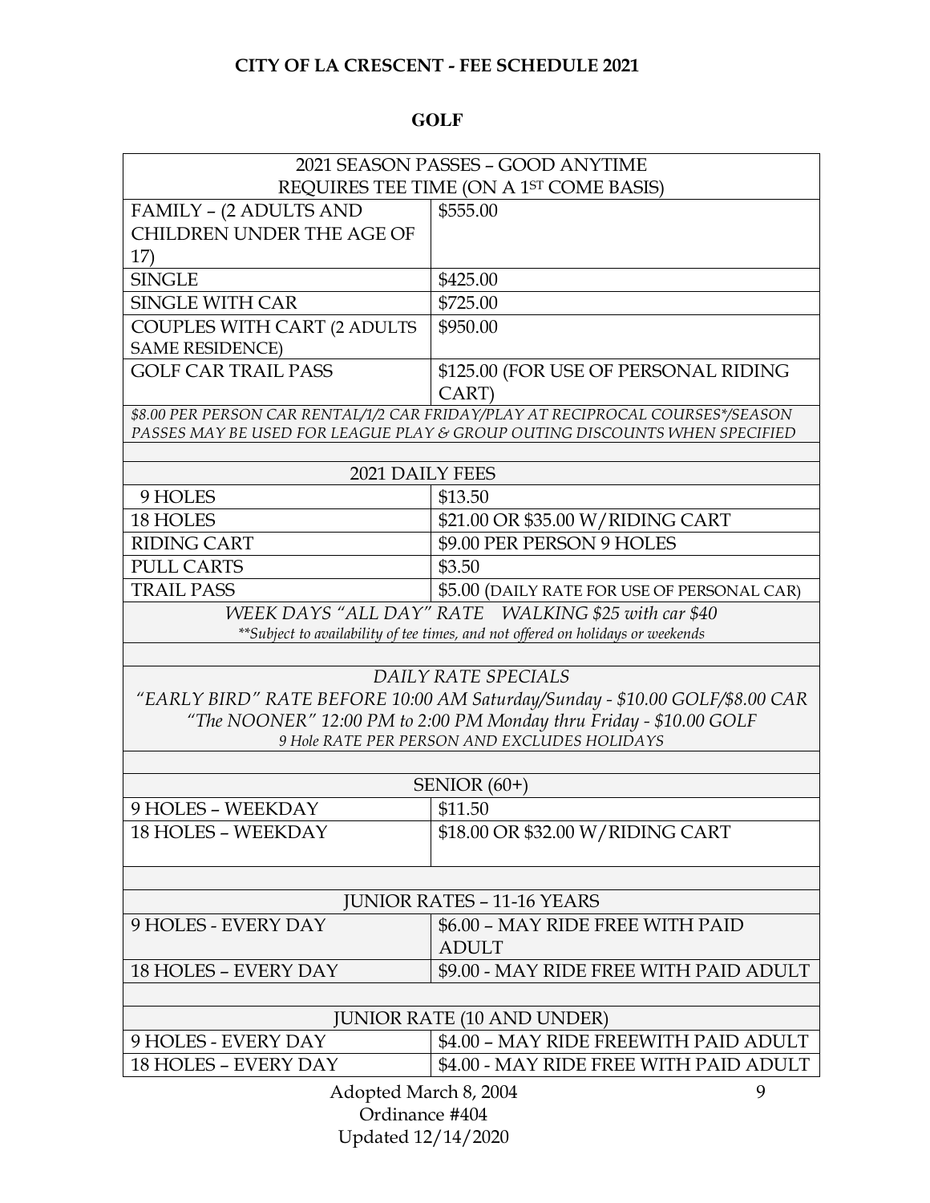# CITY OF LA CRESCENT - FEE SCHEDULE 2021

## GOLF

| 2021 SEASON PASSES – GOOD ANYTIME REQUIRES TEE TIME (ON A 1ST COME BASIS) | |
|---|---|
| FAMILY – (2 ADULTS AND CHILDREN UNDER THE AGE OF 17) | $555.00 |
| SINGLE | $425.00 |
| SINGLE WITH CAR | $725.00 |
| COUPLES WITH CART (2 ADULTS SAME RESIDENCE) | $950.00 |
| GOLF CAR TRAIL PASS | $125.00 (FOR USE OF PERSONAL RIDING CART) |
| *$8.00 PER PERSON CAR RENTAL/1/2 CAR FRIDAY/PLAY AT RECIPROCAL COURSES*/SEASON PASSES MAY BE USED FOR LEAGUE PLAY & GROUP OUTING DISCOUNTS WHEN SPECIFIED* | |
| | |
| 2021 DAILY FEES | |
| 9 HOLES | $13.50 |
| 18 HOLES | $21.00 OR $35.00 W/RIDING CART |
| RIDING CART | $9.00 PER PERSON 9 HOLES |
| PULL CARTS | $3.50 |
| TRAIL PASS | $5.00 (DAILY RATE FOR USE OF PERSONAL CAR) |
| *WEEK DAYS "ALL DAY" RATE WALKING $25 with car $40* *\*\*Subject to availability of tee times, and not offered on holidays or weekends* | |
| | |
| *DAILY RATE SPECIALS* *"EARLY BIRD" RATE BEFORE 10:00 AM Saturday/Sunday - $10.00 GOLF/$8.00 CAR* *"The NOONER" 12:00 PM to 2:00 PM Monday thru Friday - $10.00 GOLF* *9 Hole RATE PER PERSON AND EXCLUDES HOLIDAYS* | |
| | |
| SENIOR (60+) | |
| 9 HOLES – WEEKDAY | $11.50 |
| 18 HOLES – WEEKDAY | $18.00 OR $32.00 W/RIDING CART |
| | |
| JUNIOR RATES – 11-16 YEARS | |
| 9 HOLES - EVERY DAY | $6.00 – MAY RIDE FREE WITH PAID ADULT |
| 18 HOLES – EVERY DAY | $9.00 - MAY RIDE FREE WITH PAID ADULT |
| | |
| JUNIOR RATE (10 AND UNDER) | |
| 9 HOLES - EVERY DAY | $4.00 – MAY RIDE FREEWITH PAID ADULT |
| 18 HOLES – EVERY DAY | $4.00 - MAY RIDE FREE WITH PAID ADULT |

Adopted March 8, 2004
Ordinance #404
Updated 12/14/2020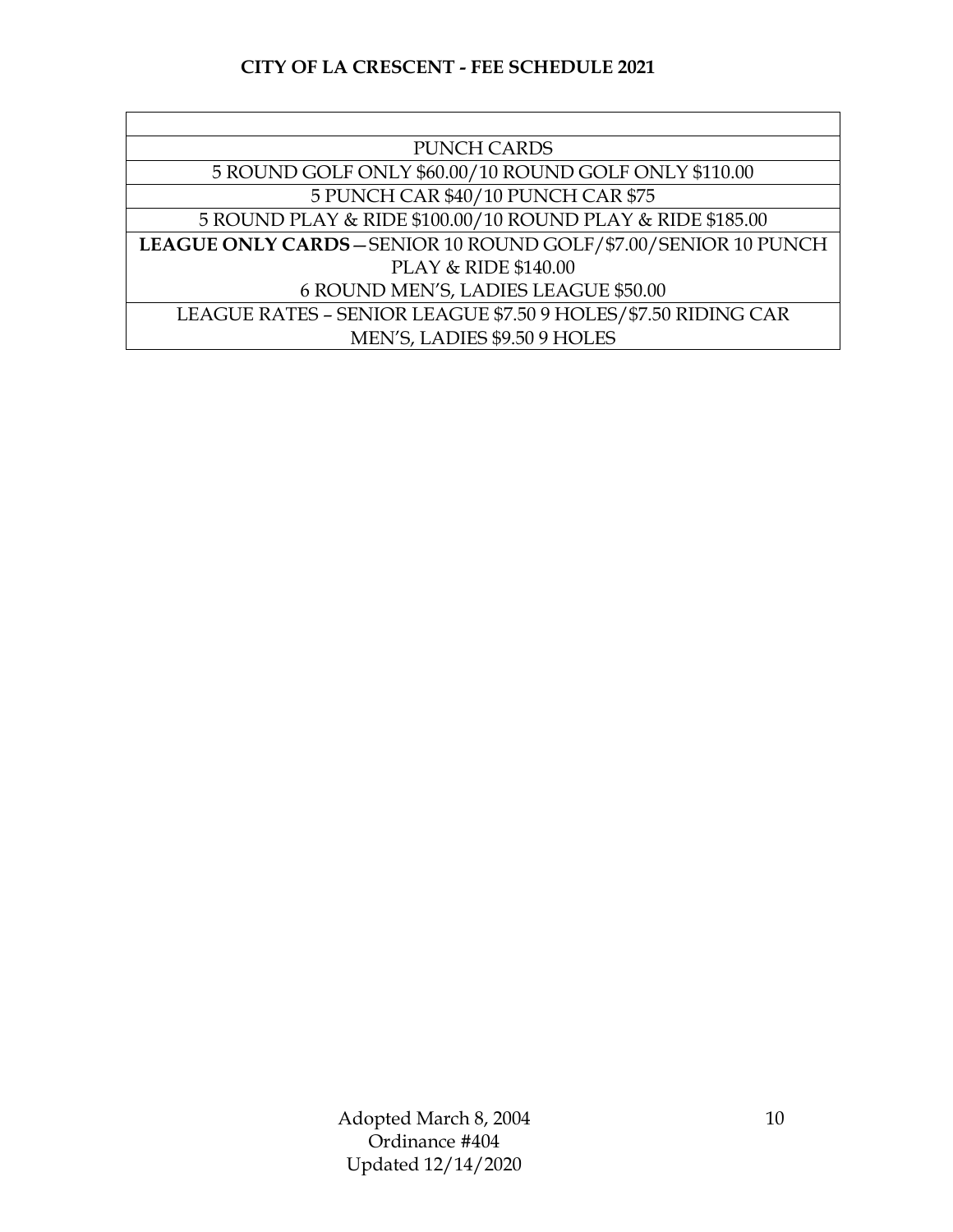**CITY OF LA CRESCENT - FEE SCHEDULE 2021**

| |
|---|
| PUNCH CARDS |
| 5 ROUND GOLF ONLY \$60.00/10 ROUND GOLF ONLY \$110.00 |
| 5 PUNCH CAR \$40/10 PUNCH CAR \$75 |
| 5 ROUND PLAY & RIDE \$100.00/10 ROUND PLAY & RIDE \$185.00 |
| **LEAGUE ONLY CARDS**—SENIOR 10 ROUND GOLF/\$7.00/SENIOR 10 PUNCH PLAY & RIDE \$140.00<br>6 ROUND MEN'S, LADIES LEAGUE \$50.00 |
| LEAGUE RATES – SENIOR LEAGUE \$7.50 9 HOLES/\$7.50 RIDING CAR MEN'S, LADIES \$9.50 9 HOLES |

Adopted March 8, 2004
Ordinance #404
Updated 12/14/2020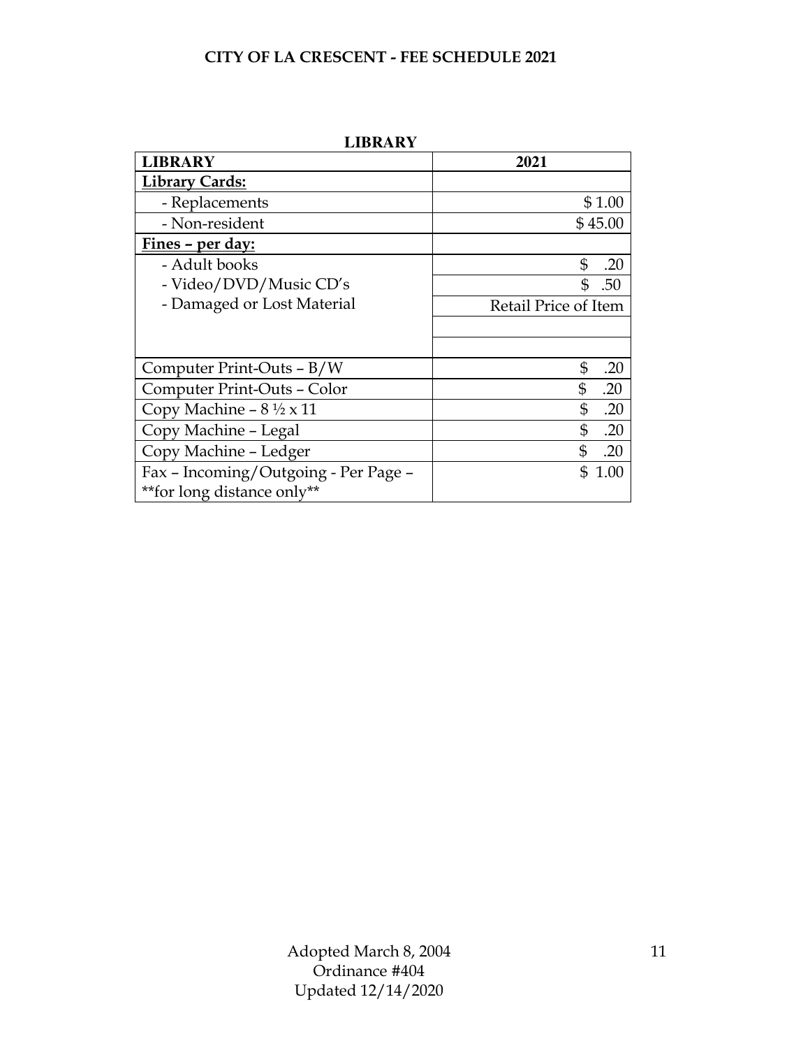# CITY OF LA CRESCENT - FEE SCHEDULE 2021

## LIBRARY

| LIBRARY | 2021 |
|---|---|
| **Library Cards:** | |
| - Replacements | $ 1.00 |
| - Non-resident | $ 45.00 |
| **Fines – per day:** | |
| - Adult books | $ .20 |
| - Video/DVD/Music CD's | $ .50 |
| - Damaged or Lost Material | Retail Price of Item |
| | |
| | |
| Computer Print-Outs – B/W | $ .20 |
| Computer Print-Outs – Color | $ .20 |
| Copy Machine – 8 ½ x 11 | $ .20 |
| Copy Machine – Legal | $ .20 |
| Copy Machine – Ledger | $ .20 |
| Fax – Incoming/Outgoing - Per Page – **for long distance only** | $ 1.00 |

Adopted March 8, 2004
Ordinance #404
Updated 12/14/2020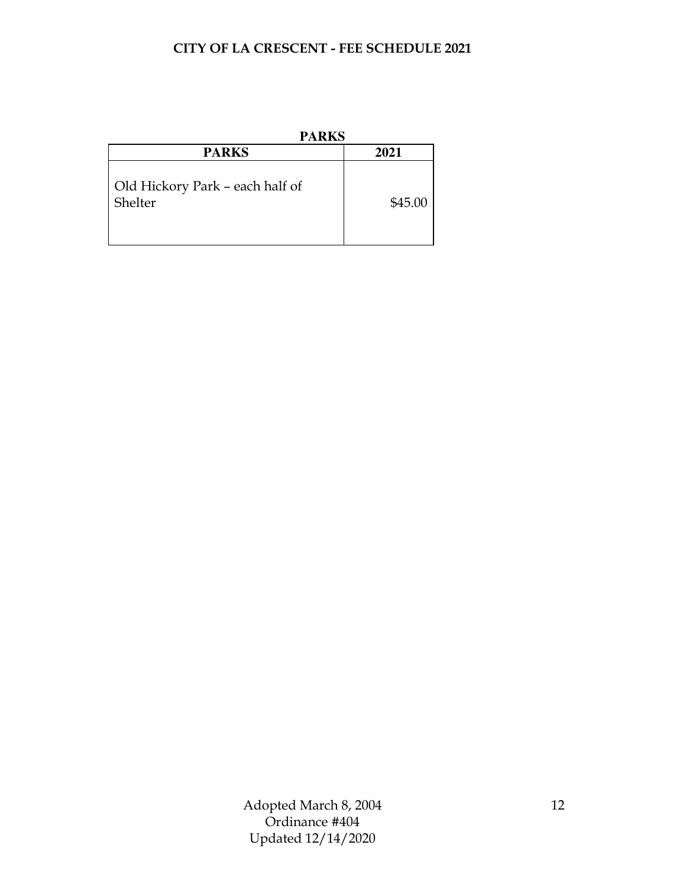# CITY OF LA CRESCENT - FEE SCHEDULE 2021

## PARKS

| PARKS | 2021 |
|---|---|
| Old Hickory Park – each half of Shelter | $45.00 |

Adopted March 8, 2004
Ordinance #404
Updated 12/14/2020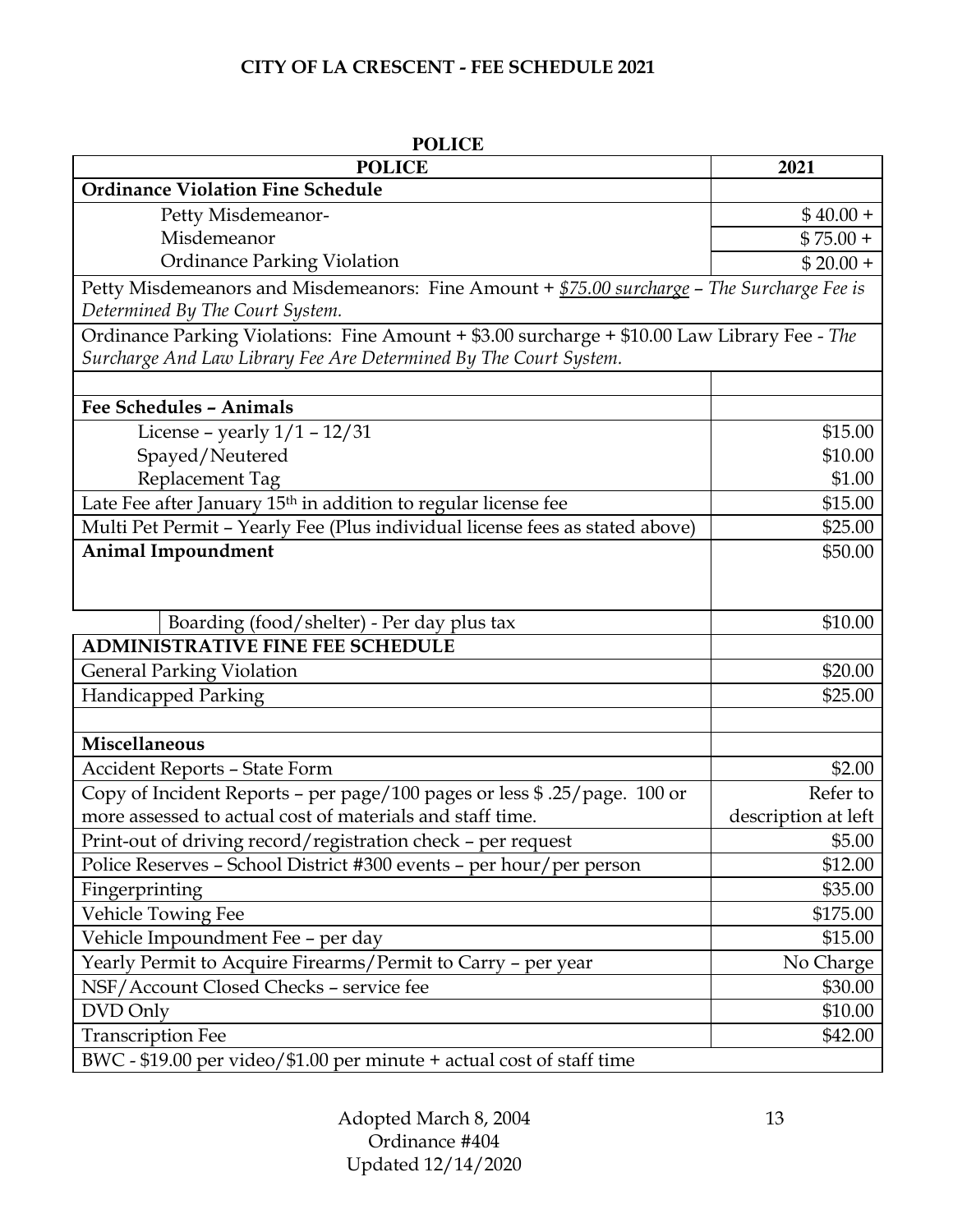# CITY OF LA CRESCENT - FEE SCHEDULE 2021

## POLICE

| POLICE | 2021 |
|---|---|
| **Ordinance Violation Fine Schedule** | |
| Petty Misdemeanor- | $ 40.00 + |
| Misdemeanor | $ 75.00 + |
| Ordinance Parking Violation | $ 20.00 + |
| Petty Misdemeanors and Misdemeanors: Fine Amount + <u>*$75.00 surcharge*</u> – *The Surcharge Fee is Determined By The Court System.* | |
| Ordinance Parking Violations: Fine Amount + $3.00 surcharge + $10.00 Law Library Fee - *The Surcharge And Law Library Fee Are Determined By The Court System.* | |
| | |
| **Fee Schedules – Animals** | |
| License – yearly 1/1 – 12/31 | $15.00 |
| Spayed/Neutered | $10.00 |
| Replacement Tag | $1.00 |
| Late Fee after January 15th in addition to regular license fee | $15.00 |
| Multi Pet Permit – Yearly Fee (Plus individual license fees as stated above) | $25.00 |
| **Animal Impoundment** | $50.00 |
| Boarding (food/shelter) - Per day plus tax | $10.00 |
| **ADMINISTRATIVE FINE FEE SCHEDULE** | |
| General Parking Violation | $20.00 |
| Handicapped Parking | $25.00 |
| | |
| **Miscellaneous** | |
| Accident Reports – State Form | $2.00 |
| Copy of Incident Reports – per page/100 pages or less $ .25/page. 100 or more assessed to actual cost of materials and staff time. | Refer to description at left |
| Print-out of driving record/registration check – per request | $5.00 |
| Police Reserves – School District #300 events – per hour/per person | $12.00 |
| Fingerprinting | $35.00 |
| Vehicle Towing Fee | $175.00 |
| Vehicle Impoundment Fee – per day | $15.00 |
| Yearly Permit to Acquire Firearms/Permit to Carry – per year | No Charge |
| NSF/Account Closed Checks – service fee | $30.00 |
| DVD Only | $10.00 |
| Transcription Fee | $42.00 |
| BWC - $19.00 per video/$1.00 per minute + actual cost of staff time | |

Adopted March 8, 2004
Ordinance #404
Updated 12/14/2020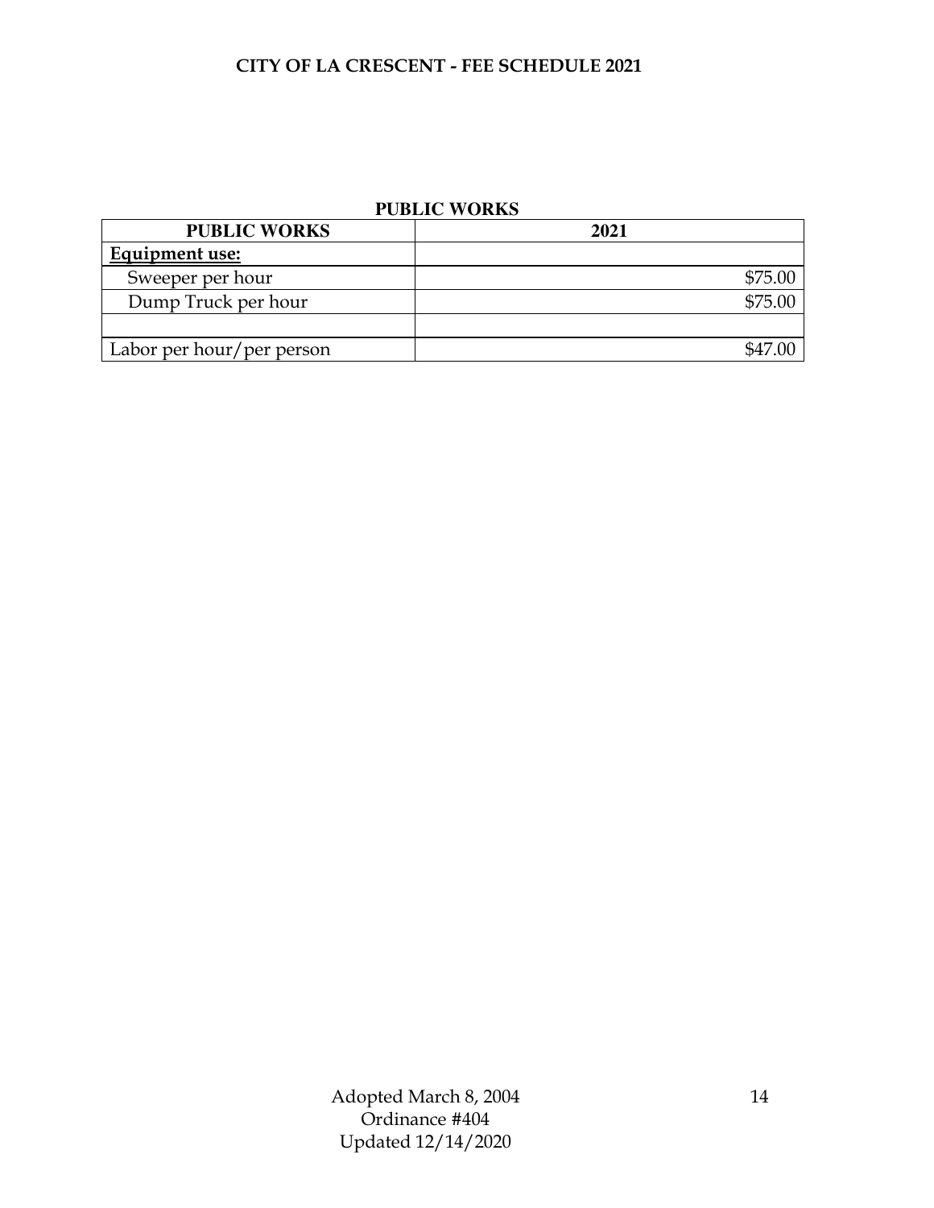## PUBLIC WORKS

| PUBLIC WORKS | 2021 |
|---|---|
| **Equipment use:** | |
| Sweeper per hour | $75.00 |
| Dump Truck per hour | $75.00 |
| | |
| Labor per hour/per person | $47.00 |

Adopted March 8, 2004
Ordinance #404
Updated 12/14/2020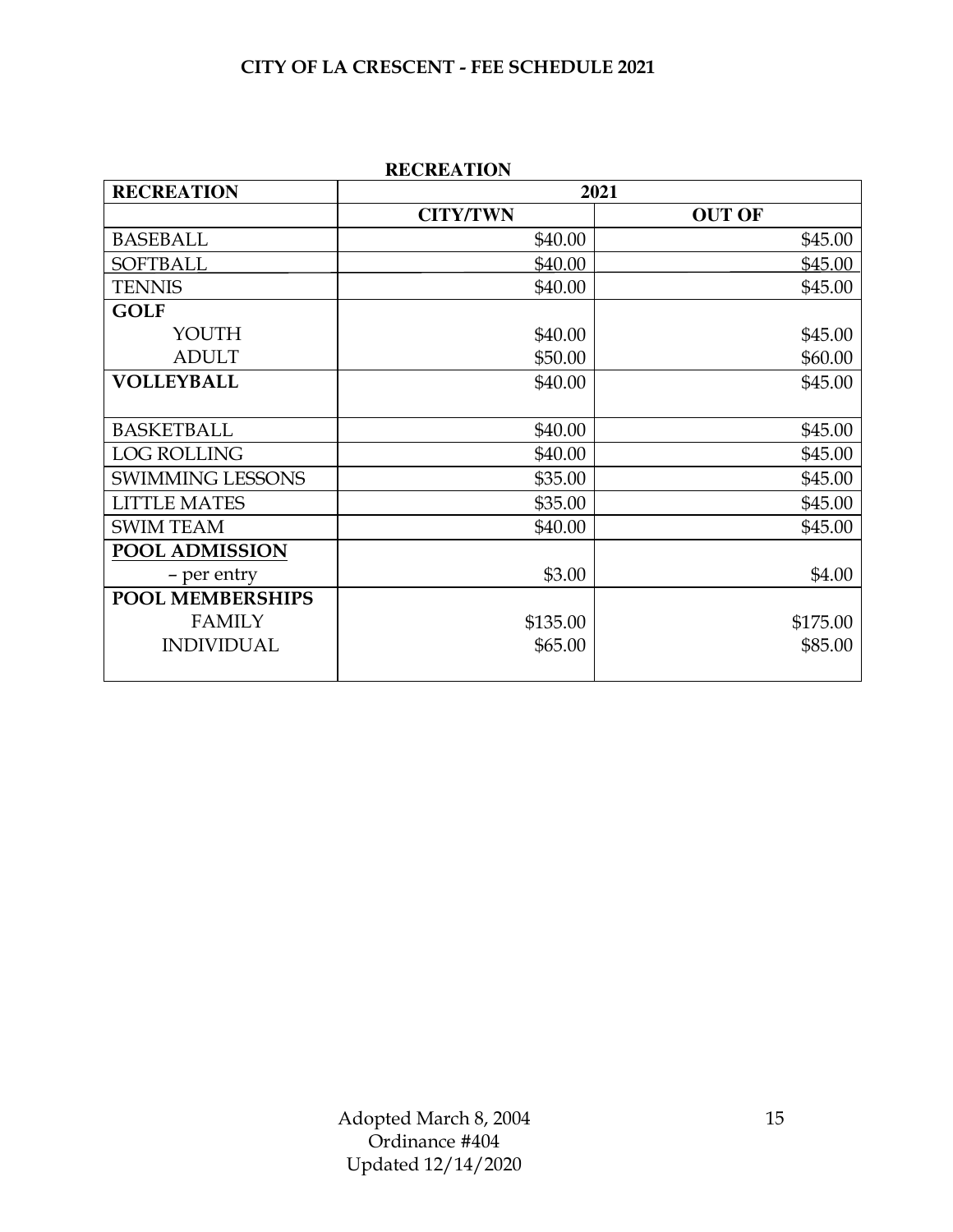# CITY OF LA CRESCENT - FEE SCHEDULE 2021

## RECREATION

| RECREATION | 2021 | |
|---|---|---|
| | CITY/TWN | OUT OF |
| BASEBALL | $40.00 | $45.00 |
| SOFTBALL | $40.00 | $45.00 |
| TENNIS | $40.00 | $45.00 |
| **GOLF** | | |
| YOUTH | $40.00 | $45.00 |
| ADULT | $50.00 | $60.00 |
| **VOLLEYBALL** | $40.00 | $45.00 |
| BASKETBALL | $40.00 | $45.00 |
| LOG ROLLING | $40.00 | $45.00 |
| SWIMMING LESSONS | $35.00 | $45.00 |
| LITTLE MATES | $35.00 | $45.00 |
| SWIM TEAM | $40.00 | $45.00 |
| **POOL ADMISSION** | | |
| – per entry | $3.00 | $4.00 |
| **POOL MEMBERSHIPS** | | |
| FAMILY | $135.00 | $175.00 |
| INDIVIDUAL | $65.00 | $85.00 |

Adopted March 8, 2004
Ordinance #404
Updated 12/14/2020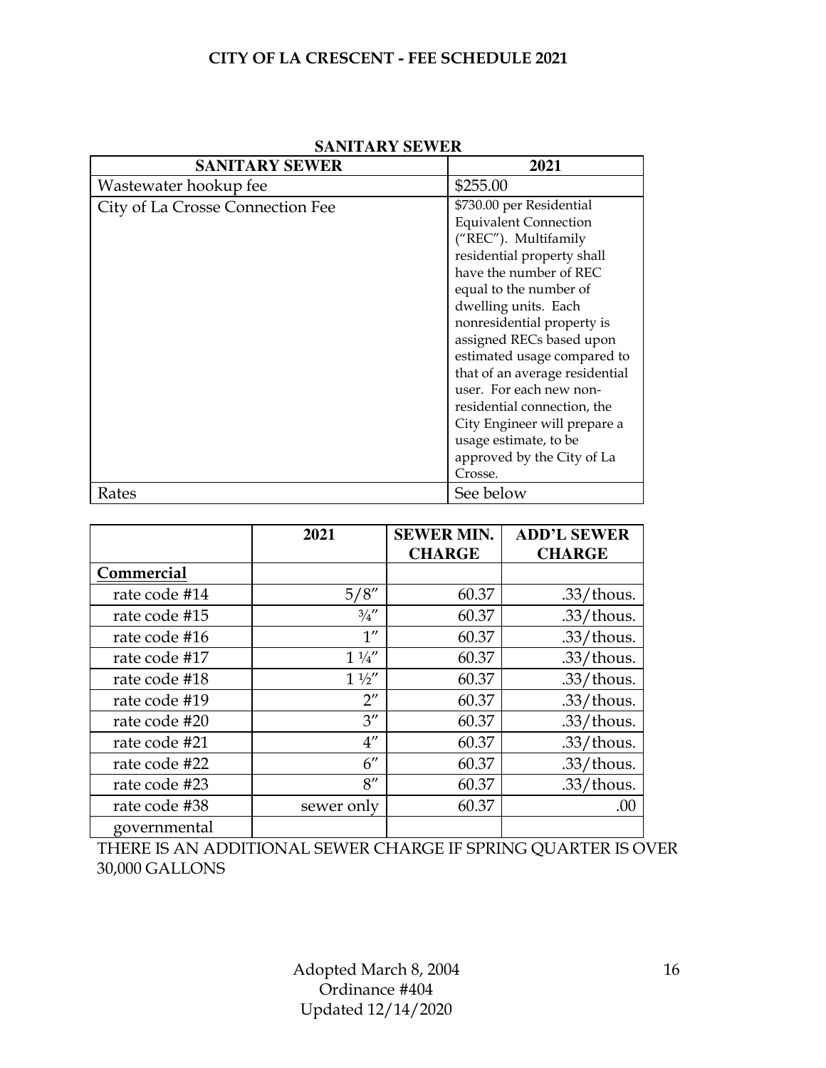# CITY OF LA CRESCENT - FEE SCHEDULE 2021

## SANITARY SEWER

| SANITARY SEWER | 2021 |
|---|---|
| Wastewater hookup fee | $255.00 |
| City of La Crosse Connection Fee | $730.00 per Residential Equivalent Connection ("REC"). Multifamily residential property shall have the number of REC equal to the number of dwelling units. Each nonresidential property is assigned RECs based upon estimated usage compared to that of an average residential user. For each new non-residential connection, the City Engineer will prepare a usage estimate, to be approved by the City of La Crosse. |
| Rates | See below |

| | 2021 | SEWER MIN. CHARGE | ADD'L SEWER CHARGE |
|---|---|---|---|
| **Commercial** | | | |
| rate code #14 | 5/8″ | 60.37 | .33/thous. |
| rate code #15 | ¾″ | 60.37 | .33/thous. |
| rate code #16 | 1″ | 60.37 | .33/thous. |
| rate code #17 | 1 ¼″ | 60.37 | .33/thous. |
| rate code #18 | 1 ½″ | 60.37 | .33/thous. |
| rate code #19 | 2″ | 60.37 | .33/thous. |
| rate code #20 | 3″ | 60.37 | .33/thous. |
| rate code #21 | 4″ | 60.37 | .33/thous. |
| rate code #22 | 6″ | 60.37 | .33/thous. |
| rate code #23 | 8″ | 60.37 | .33/thous. |
| rate code #38 | sewer only | 60.37 | .00 |
| governmental | | | |

THERE IS AN ADDITIONAL SEWER CHARGE IF SPRING QUARTER IS OVER 30,000 GALLONS

Adopted March 8, 2004
Ordinance #404
Updated 12/14/2020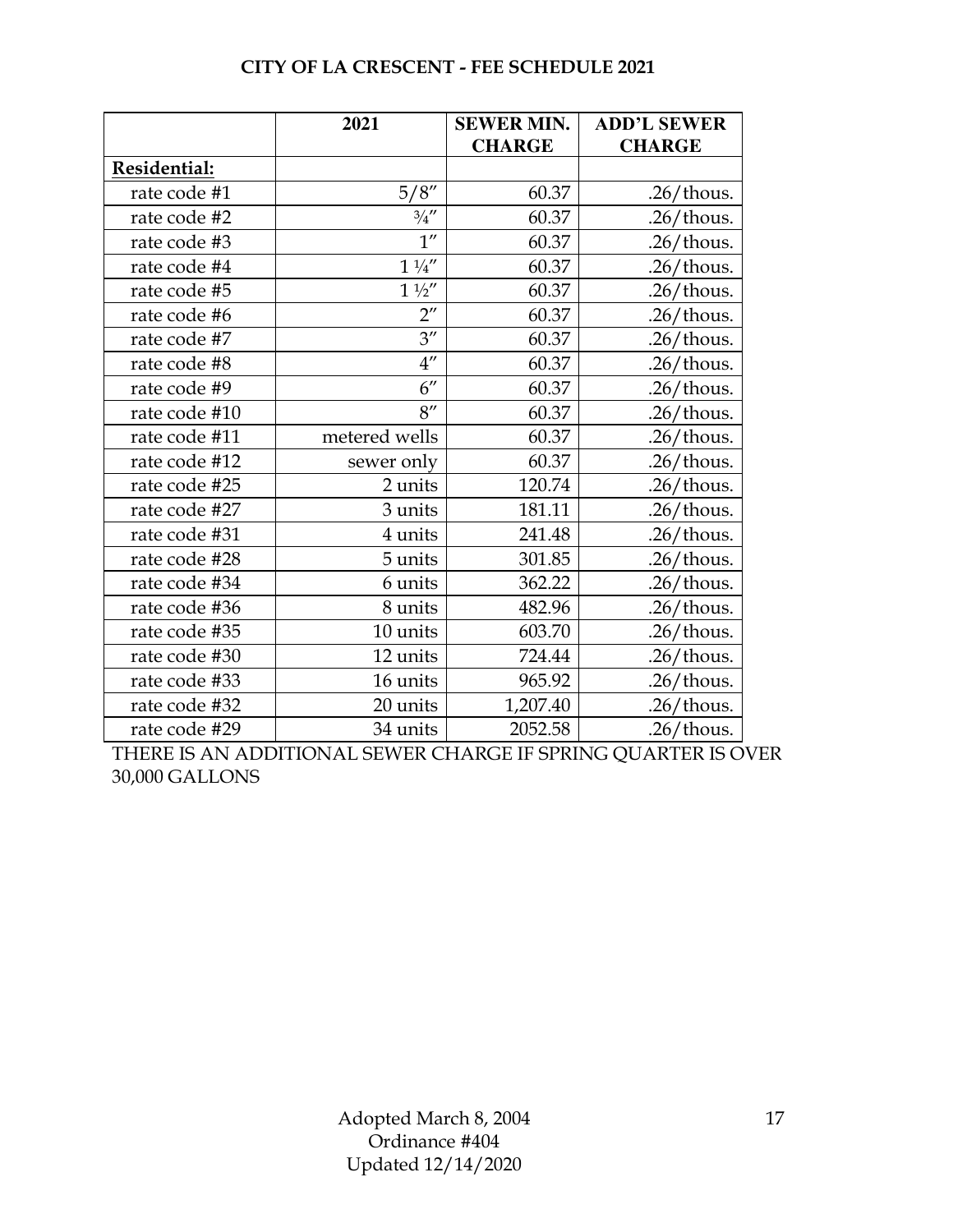**CITY OF LA CRESCENT - FEE SCHEDULE 2021**

| | 2021 | SEWER MIN. CHARGE | ADD'L SEWER CHARGE |
|---|---|---|---|
| **Residential:** | | | |
| rate code #1 | 5/8″ | 60.37 | .26/thous. |
| rate code #2 | ¾″ | 60.37 | .26/thous. |
| rate code #3 | 1″ | 60.37 | .26/thous. |
| rate code #4 | 1 ¼″ | 60.37 | .26/thous. |
| rate code #5 | 1 ½″ | 60.37 | .26/thous. |
| rate code #6 | 2″ | 60.37 | .26/thous. |
| rate code #7 | 3″ | 60.37 | .26/thous. |
| rate code #8 | 4″ | 60.37 | .26/thous. |
| rate code #9 | 6″ | 60.37 | .26/thous. |
| rate code #10 | 8″ | 60.37 | .26/thous. |
| rate code #11 | metered wells | 60.37 | .26/thous. |
| rate code #12 | sewer only | 60.37 | .26/thous. |
| rate code #25 | 2 units | 120.74 | .26/thous. |
| rate code #27 | 3 units | 181.11 | .26/thous. |
| rate code #31 | 4 units | 241.48 | .26/thous. |
| rate code #28 | 5 units | 301.85 | .26/thous. |
| rate code #34 | 6 units | 362.22 | .26/thous. |
| rate code #36 | 8 units | 482.96 | .26/thous. |
| rate code #35 | 10 units | 603.70 | .26/thous. |
| rate code #30 | 12 units | 724.44 | .26/thous. |
| rate code #33 | 16 units | 965.92 | .26/thous. |
| rate code #32 | 20 units | 1,207.40 | .26/thous. |
| rate code #29 | 34 units | 2052.58 | .26/thous. |

THERE IS AN ADDITIONAL SEWER CHARGE IF SPRING QUARTER IS OVER 30,000 GALLONS

Adopted March 8, 2004
Ordinance #404
Updated 12/14/2020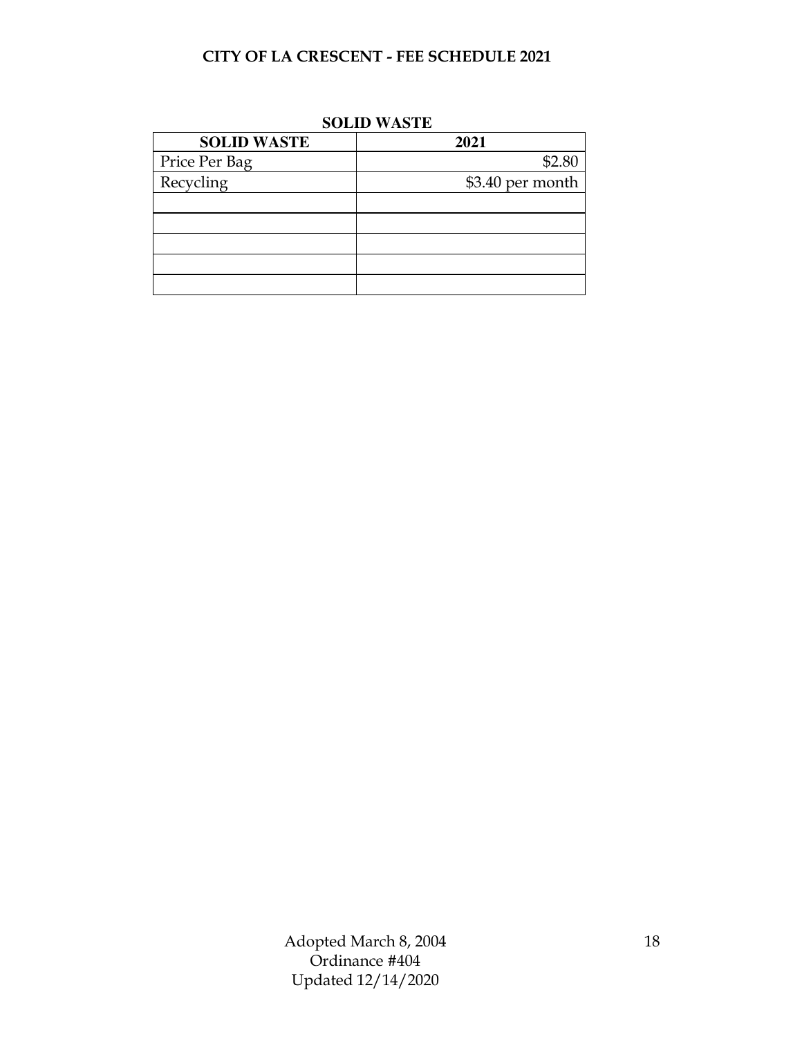# CITY OF LA CRESCENT - FEE SCHEDULE 2021

## SOLID WASTE

| SOLID WASTE | 2021 |
|---|---|
| Price Per Bag | $2.80 |
| Recycling | $3.40 per month |
| | |
| | |
| | |
| | |
| | |

Adopted March 8, 2004
Ordinance #404
Updated 12/14/2020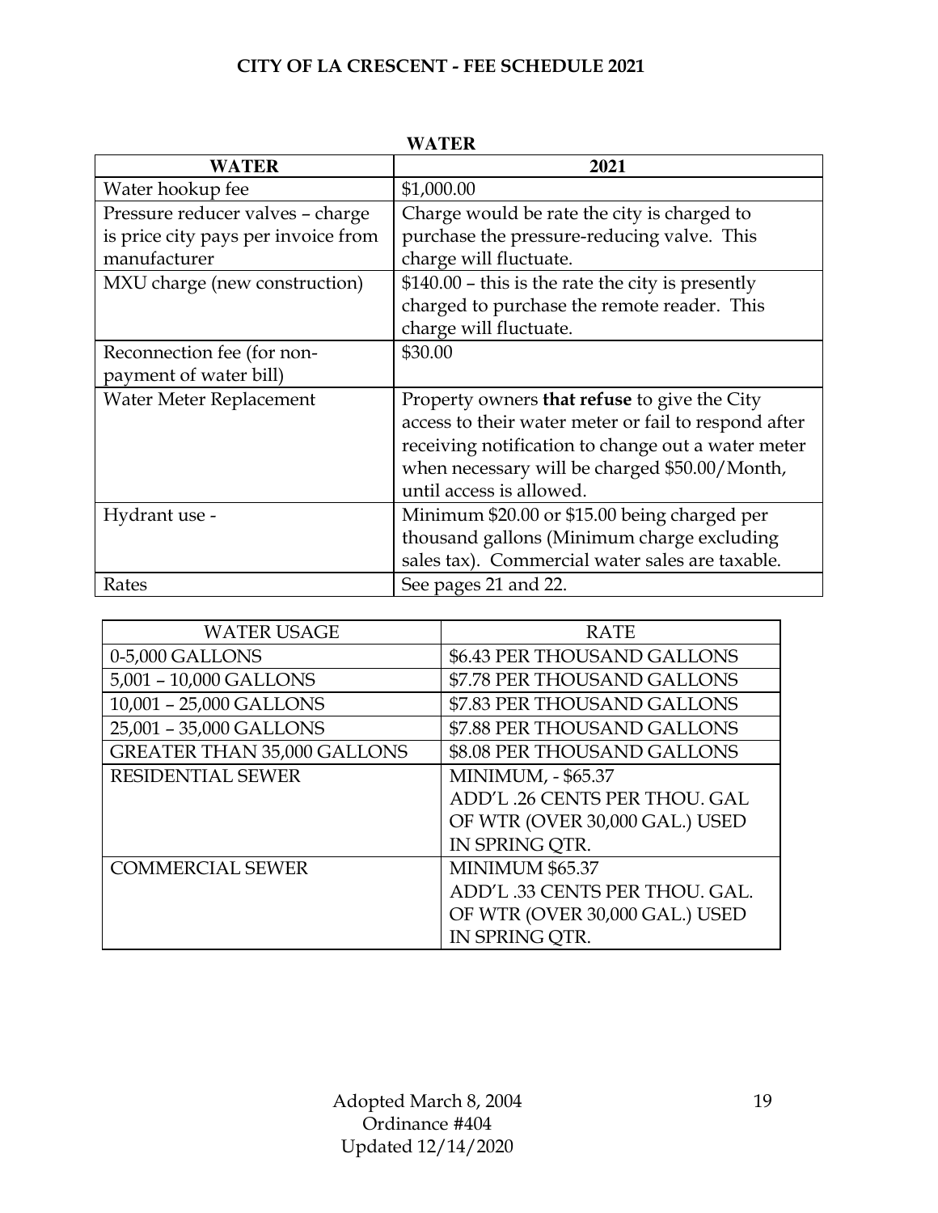# CITY OF LA CRESCENT - FEE SCHEDULE 2021

## WATER

| WATER | 2021 |
| --- | --- |
| Water hookup fee | $1,000.00 |
| Pressure reducer valves – charge is price city pays per invoice from manufacturer | Charge would be rate the city is charged to purchase the pressure-reducing valve. This charge will fluctuate. |
| MXU charge (new construction) | $140.00 – this is the rate the city is presently charged to purchase the remote reader. This charge will fluctuate. |
| Reconnection fee (for non-payment of water bill) | $30.00 |
| Water Meter Replacement | Property owners **that refuse** to give the City access to their water meter or fail to respond after receiving notification to change out a water meter when necessary will be charged $50.00/Month, until access is allowed. |
| Hydrant use - | Minimum $20.00 or $15.00 being charged per thousand gallons (Minimum charge excluding sales tax). Commercial water sales are taxable. |
| Rates | See pages 21 and 22. |

| WATER USAGE | RATE |
| --- | --- |
| 0-5,000 GALLONS | $6.43 PER THOUSAND GALLONS |
| 5,001 – 10,000 GALLONS | $7.78 PER THOUSAND GALLONS |
| 10,001 – 25,000 GALLONS | $7.83 PER THOUSAND GALLONS |
| 25,001 – 35,000 GALLONS | $7.88 PER THOUSAND GALLONS |
| GREATER THAN 35,000 GALLONS | $8.08 PER THOUSAND GALLONS |
| RESIDENTIAL SEWER | MINIMUM, - $65.37<br>ADD'L .26 CENTS PER THOU. GAL OF WTR (OVER 30,000 GAL.) USED IN SPRING QTR. |
| COMMERCIAL SEWER | MINIMUM $65.37<br>ADD'L .33 CENTS PER THOU. GAL. OF WTR (OVER 30,000 GAL.) USED IN SPRING QTR. |

Adopted March 8, 2004
Ordinance #404
Updated 12/14/2020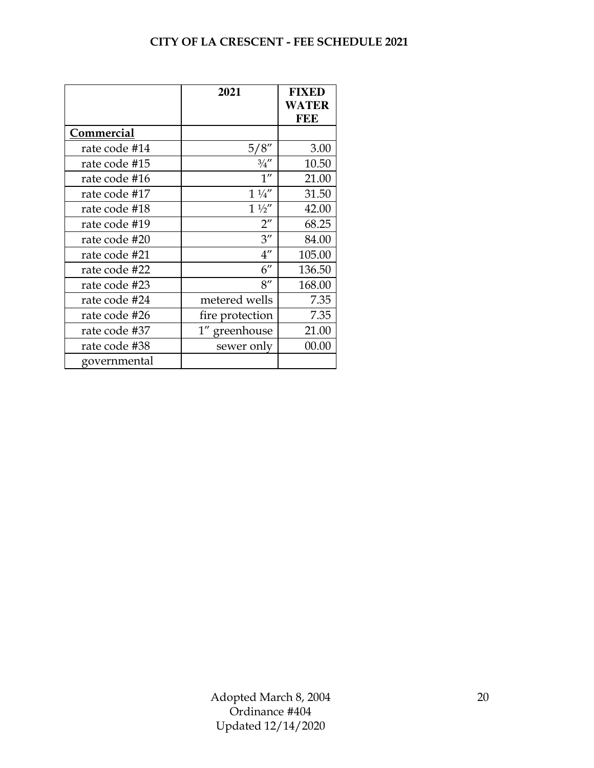## CITY OF LA CRESCENT - FEE SCHEDULE 2021

| | 2021 | FIXED WATER FEE |
|---|---|---|
| **Commercial** | | |
| rate code #14 | 5/8″ | 3.00 |
| rate code #15 | ¾″ | 10.50 |
| rate code #16 | 1″ | 21.00 |
| rate code #17 | 1 ¼″ | 31.50 |
| rate code #18 | 1 ½″ | 42.00 |
| rate code #19 | 2″ | 68.25 |
| rate code #20 | 3″ | 84.00 |
| rate code #21 | 4″ | 105.00 |
| rate code #22 | 6″ | 136.50 |
| rate code #23 | 8″ | 168.00 |
| rate code #24 | metered wells | 7.35 |
| rate code #26 | fire protection | 7.35 |
| rate code #37 | 1″ greenhouse | 21.00 |
| rate code #38 | sewer only | 00.00 |
| governmental | | |

Adopted March 8, 2004
Ordinance #404
Updated 12/14/2020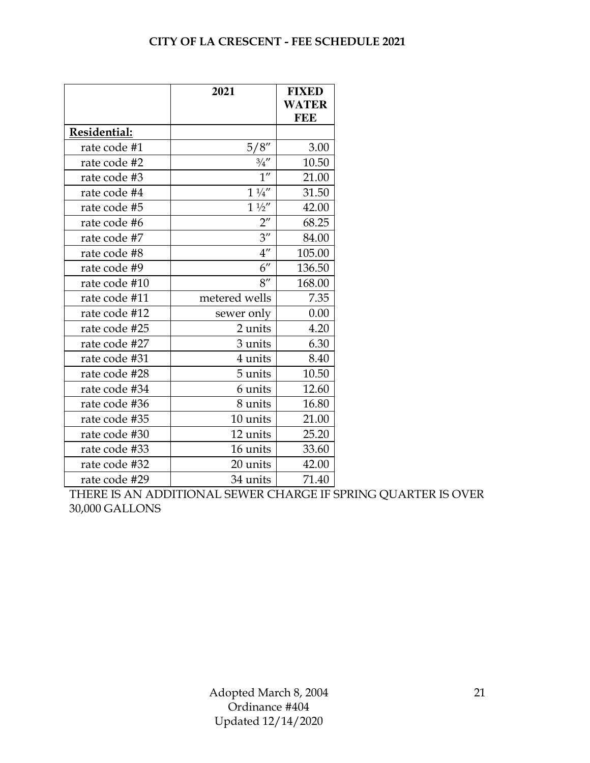# CITY OF LA CRESCENT - FEE SCHEDULE 2021

| | 2021 | FIXED WATER FEE |
|---|---|---|
| **Residential:** | | |
| rate code #1 | 5/8″ | 3.00 |
| rate code #2 | ¾″ | 10.50 |
| rate code #3 | 1″ | 21.00 |
| rate code #4 | 1 ¼″ | 31.50 |
| rate code #5 | 1 ½″ | 42.00 |
| rate code #6 | 2″ | 68.25 |
| rate code #7 | 3″ | 84.00 |
| rate code #8 | 4″ | 105.00 |
| rate code #9 | 6″ | 136.50 |
| rate code #10 | 8″ | 168.00 |
| rate code #11 | metered wells | 7.35 |
| rate code #12 | sewer only | 0.00 |
| rate code #25 | 2 units | 4.20 |
| rate code #27 | 3 units | 6.30 |
| rate code #31 | 4 units | 8.40 |
| rate code #28 | 5 units | 10.50 |
| rate code #34 | 6 units | 12.60 |
| rate code #36 | 8 units | 16.80 |
| rate code #35 | 10 units | 21.00 |
| rate code #30 | 12 units | 25.20 |
| rate code #33 | 16 units | 33.60 |
| rate code #32 | 20 units | 42.00 |
| rate code #29 | 34 units | 71.40 |

THERE IS AN ADDITIONAL SEWER CHARGE IF SPRING QUARTER IS OVER 30,000 GALLONS

Adopted March 8, 2004
Ordinance #404
Updated 12/14/2020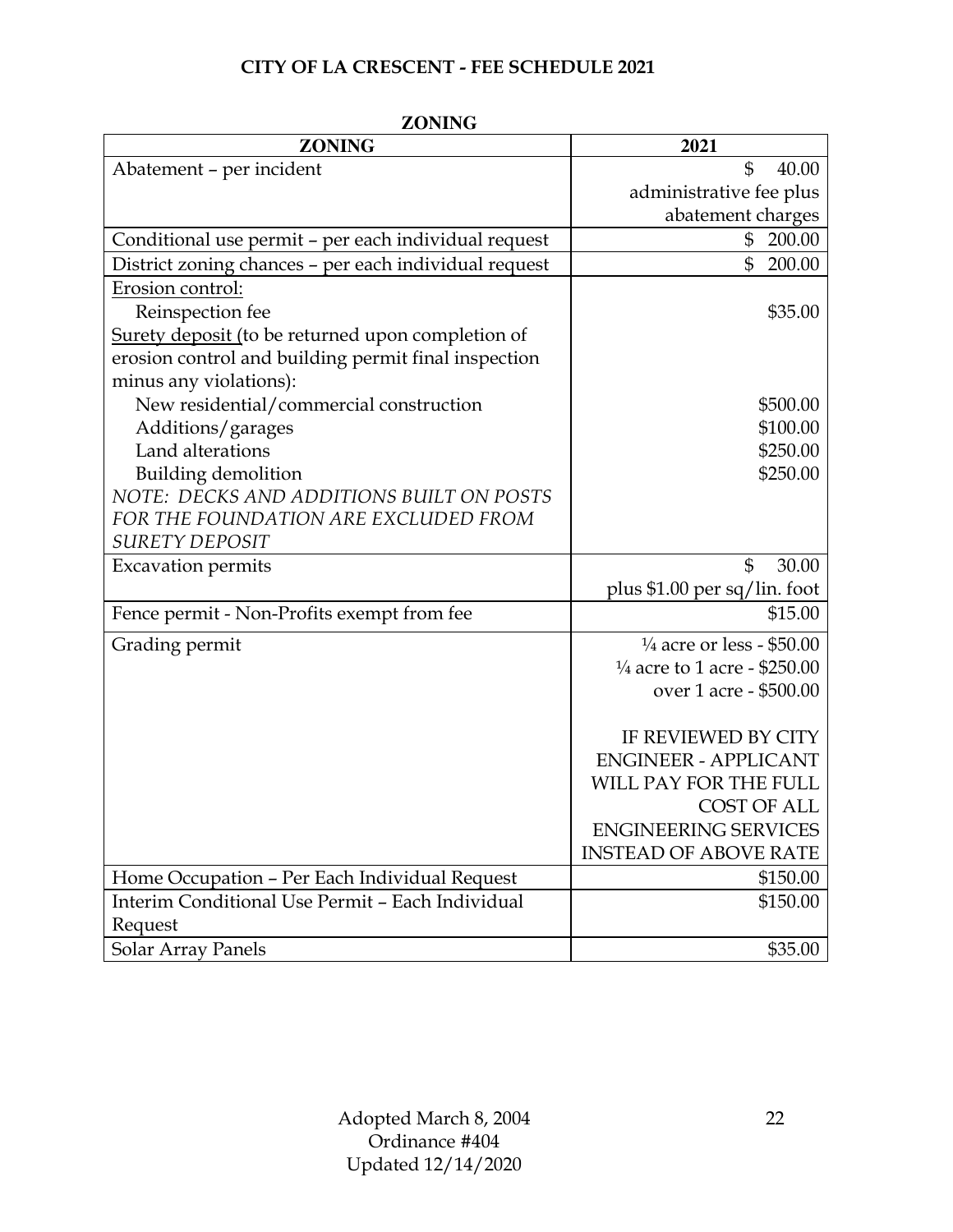# CITY OF LA CRESCENT - FEE SCHEDULE 2021

## ZONING

| ZONING | 2021 |
|---|---|
| Abatement – per incident | $ 40.00 administrative fee plus abatement charges |
| Conditional use permit – per each individual request | $ 200.00 |
| District zoning chances – per each individual request | $ 200.00 |
| Erosion control: | |
| Reinspection fee | $35.00 |
| Surety deposit (to be returned upon completion of erosion control and building permit final inspection minus any violations): | |
| New residential/commercial construction | $500.00 |
| Additions/garages | $100.00 |
| Land alterations | $250.00 |
| Building demolition | $250.00 |
| *NOTE: DECKS AND ADDITIONS BUILT ON POSTS FOR THE FOUNDATION ARE EXCLUDED FROM SURETY DEPOSIT* | |
| Excavation permits | $ 30.00 plus $1.00 per sq/lin. foot |
| Fence permit - Non-Profits exempt from fee | $15.00 |
| Grading permit | ¼ acre or less - $50.00<br>¼ acre to 1 acre - $250.00<br>over 1 acre - $500.00<br><br>IF REVIEWED BY CITY ENGINEER - APPLICANT WILL PAY FOR THE FULL COST OF ALL ENGINEERING SERVICES INSTEAD OF ABOVE RATE |
| Home Occupation – Per Each Individual Request | $150.00 |
| Interim Conditional Use Permit – Each Individual Request | $150.00 |
| Solar Array Panels | $35.00 |

Adopted March 8, 2004
Ordinance #404
Updated 12/14/2020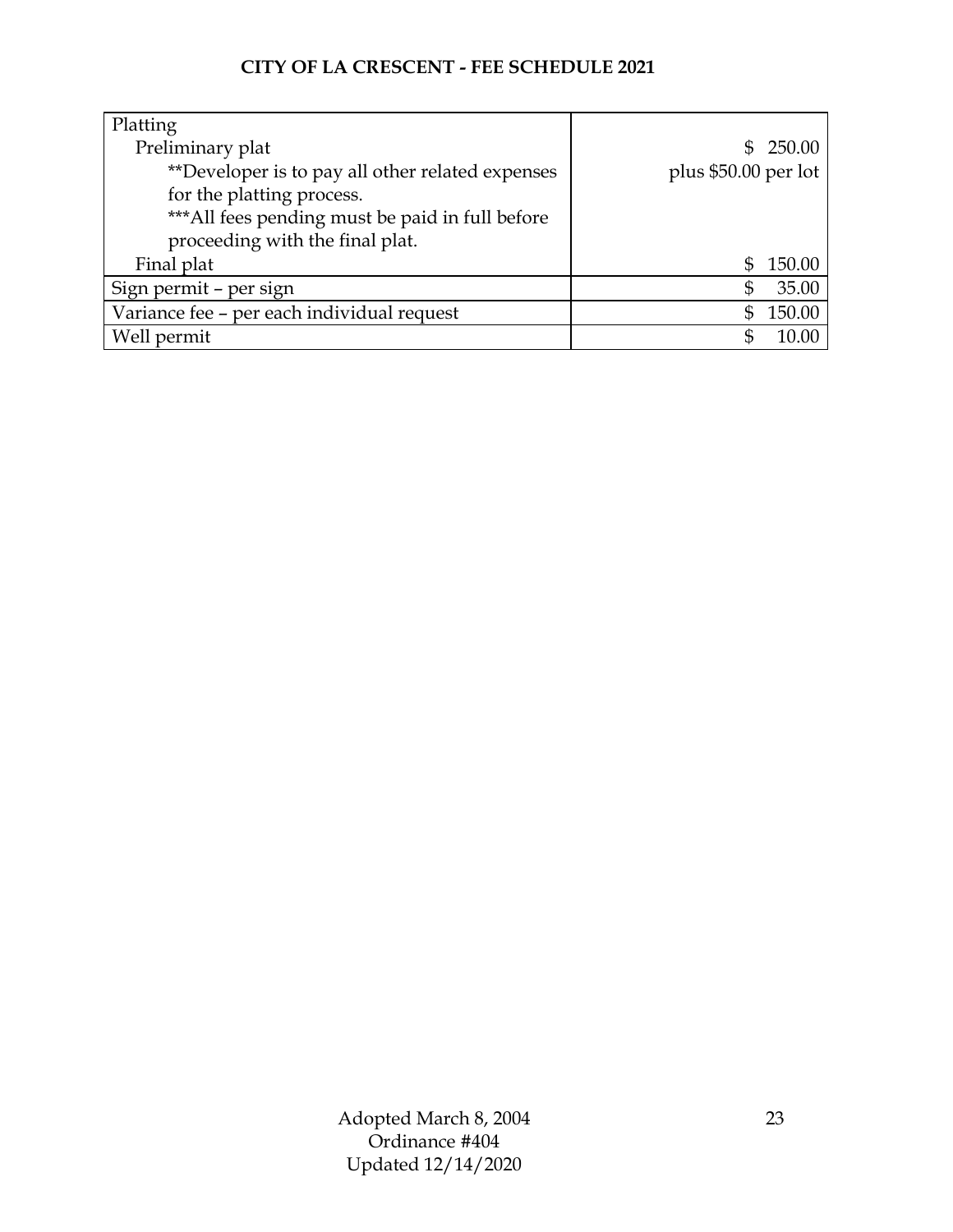**CITY OF LA CRESCENT - FEE SCHEDULE 2021**

| | |
|---|---|
| Platting | |
| Preliminary plat | $ 250.00 |
| **Developer is to pay all other related expenses for the platting process. | plus $50.00 per lot |
| ***All fees pending must be paid in full before proceeding with the final plat. | |
| Final plat | $ 150.00 |
| Sign permit – per sign | $ 35.00 |
| Variance fee – per each individual request | $ 150.00 |
| Well permit | $ 10.00 |

Adopted March 8, 2004
Ordinance #404
Updated 12/14/2020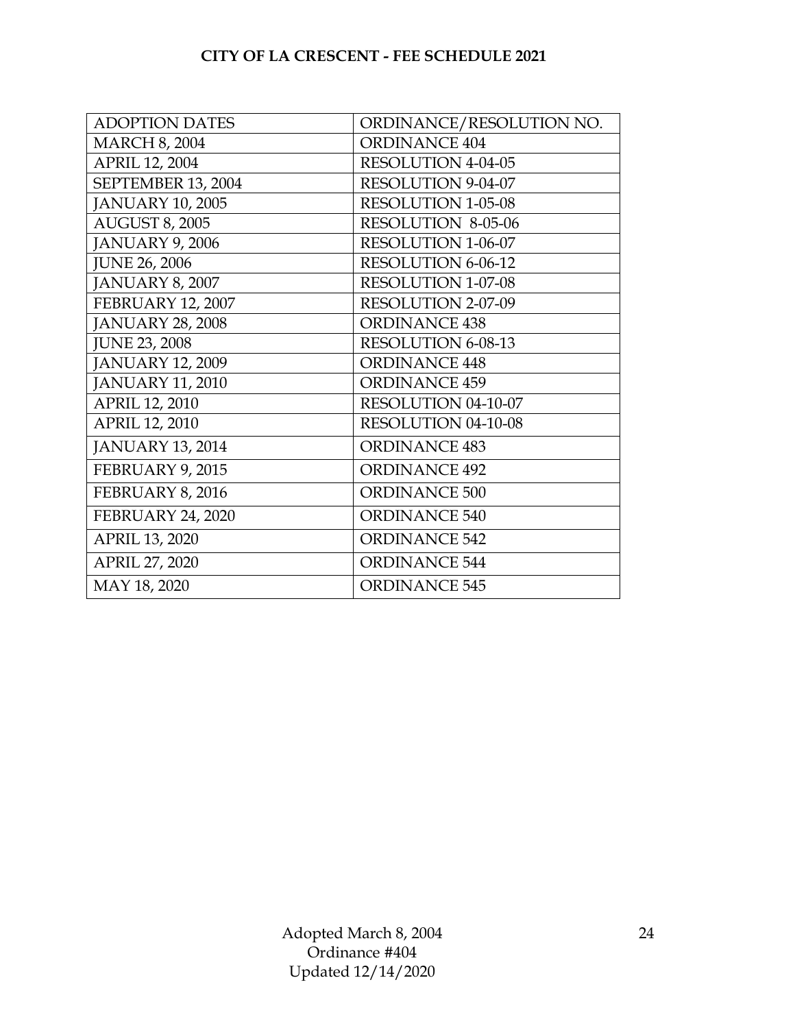| ADOPTION DATES | ORDINANCE/RESOLUTION NO. |
|---|---|
| MARCH 8, 2004 | ORDINANCE 404 |
| APRIL 12, 2004 | RESOLUTION 4-04-05 |
| SEPTEMBER 13, 2004 | RESOLUTION 9-04-07 |
| JANUARY 10, 2005 | RESOLUTION 1-05-08 |
| AUGUST 8, 2005 | RESOLUTION 8-05-06 |
| JANUARY 9, 2006 | RESOLUTION 1-06-07 |
| JUNE 26, 2006 | RESOLUTION 6-06-12 |
| JANUARY 8, 2007 | RESOLUTION 1-07-08 |
| FEBRUARY 12, 2007 | RESOLUTION 2-07-09 |
| JANUARY 28, 2008 | ORDINANCE 438 |
| JUNE 23, 2008 | RESOLUTION 6-08-13 |
| JANUARY 12, 2009 | ORDINANCE 448 |
| JANUARY 11, 2010 | ORDINANCE 459 |
| APRIL 12, 2010 | RESOLUTION 04-10-07 |
| APRIL 12, 2010 | RESOLUTION 04-10-08 |
| JANUARY 13, 2014 | ORDINANCE 483 |
| FEBRUARY 9, 2015 | ORDINANCE 492 |
| FEBRUARY 8, 2016 | ORDINANCE 500 |
| FEBRUARY 24, 2020 | ORDINANCE 540 |
| APRIL 13, 2020 | ORDINANCE 542 |
| APRIL 27, 2020 | ORDINANCE 544 |
| MAY 18, 2020 | ORDINANCE 545 |